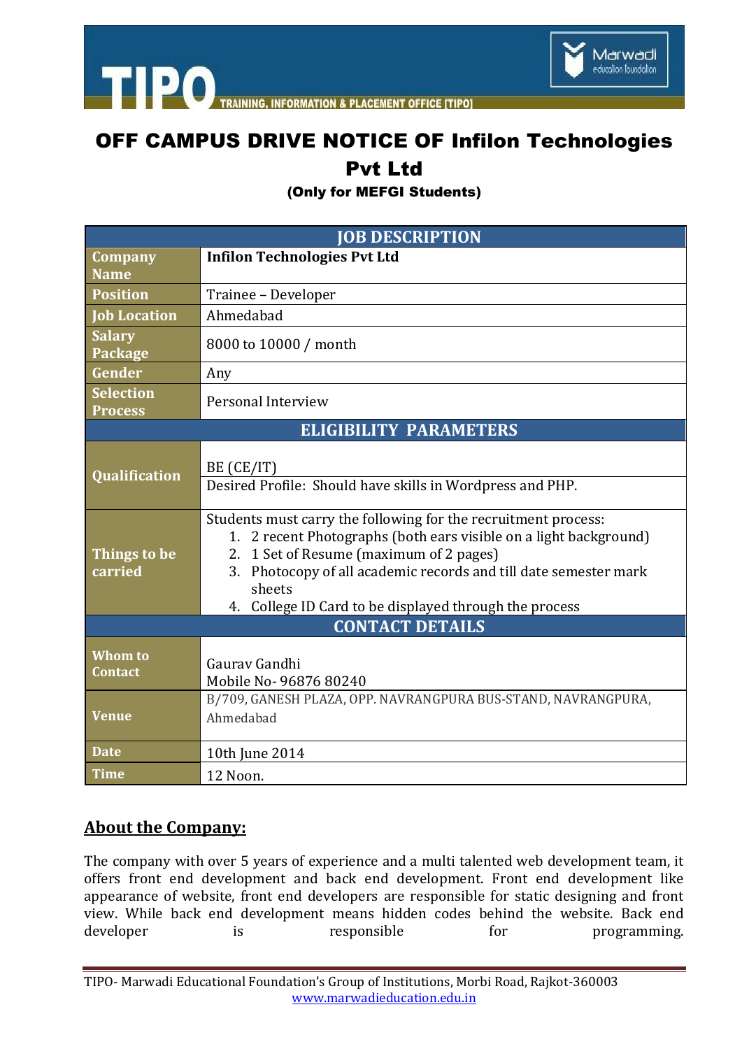# OFF CAMPUS DRIVE NOTICE OF Infilon Technologies Pvt Ltd

**(Only for MEFGI Students)**

| JOB DESCRIPTION | |
|---|---|
| **Company Name** | **Infilon Technologies Pvt Ltd** |
| **Position** | Trainee – Developer |
| **Job Location** | Ahmedabad |
| **Salary Package** | 8000 to 10000 / month |
| **Gender** | Any |
| **Selection Process** | Personal Interview |
| **ELIGIBILITY PARAMETERS** | |
| **Qualification** | BE (CE/IT)<br>Desired Profile: Should have skills in Wordpress and PHP. |
| **Things to be carried** | Students must carry the following for the recruitment process:<br>1. 2 recent Photographs (both ears visible on a light background)<br>2. 1 Set of Resume (maximum of 2 pages)<br>3. Photocopy of all academic records and till date semester mark sheets<br>4. College ID Card to be displayed through the process |
| **CONTACT DETAILS** | |
| **Whom to Contact** | Gaurav Gandhi<br>Mobile No- 96876 80240 |
| **Venue** | B/709, GANESH PLAZA, OPP. NAVRANGPURA BUS-STAND, NAVRANGPURA, Ahmedabad |
| **Date** | 10th June 2014 |
| **Time** | 12 Noon. |

## About the Company:

The company with over 5 years of experience and a multi talented web development team, it offers front end development and back end development. Front end development like appearance of website, front end developers are responsible for static designing and front view. While back end development means hidden codes behind the website. Back end developer is responsible for programming.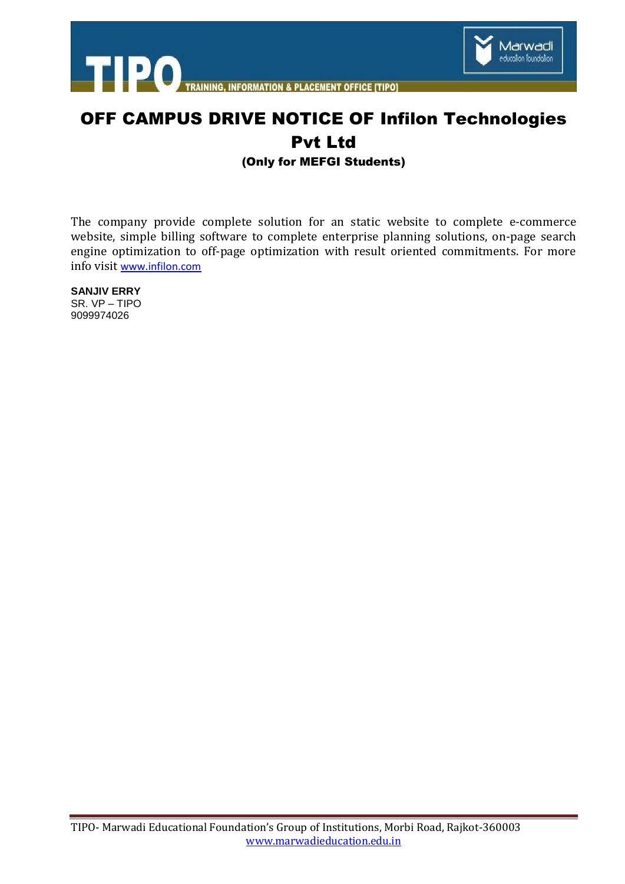# OFF CAMPUS DRIVE NOTICE OF Infilon Technologies Pvt Ltd

**(Only for MEFGI Students)**

The company provide complete solution for an static website to complete e-commerce website, simple billing software to complete enterprise planning solutions, on-page search engine optimization to off-page optimization with result oriented commitments. For more info visit www.infilon.com

**SANJIV ERRY**
SR. VP – TIPO
9099974026